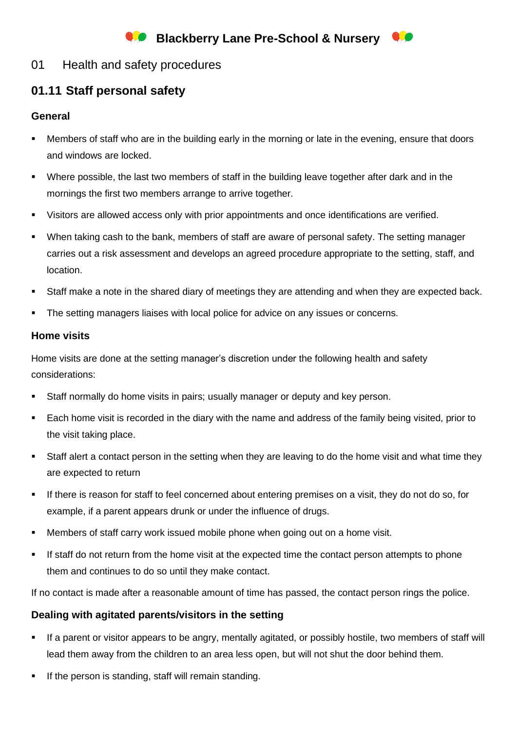# Blackberry Lane Pre-School & Nursery

01 Health and safety procedures

## 01.11 Staff personal safety

### General

- Members of staff who are in the building early in the morning or late in the evening, ensure that doors and windows are locked.
- Where possible, the last two members of staff in the building leave together after dark and in the mornings the first two members arrange to arrive together.
- Visitors are allowed access only with prior appointments and once identifications are verified.
- When taking cash to the bank, members of staff are aware of personal safety. The setting manager carries out a risk assessment and develops an agreed procedure appropriate to the setting, staff, and location.
- Staff make a note in the shared diary of meetings they are attending and when they are expected back.
- The setting managers liaises with local police for advice on any issues or concerns.

### Home visits

Home visits are done at the setting manager's discretion under the following health and safety considerations:

- Staff normally do home visits in pairs; usually manager or deputy and key person.
- Each home visit is recorded in the diary with the name and address of the family being visited, prior to the visit taking place.
- Staff alert a contact person in the setting when they are leaving to do the home visit and what time they are expected to return
- If there is reason for staff to feel concerned about entering premises on a visit, they do not do so, for example, if a parent appears drunk or under the influence of drugs.
- Members of staff carry work issued mobile phone when going out on a home visit.
- If staff do not return from the home visit at the expected time the contact person attempts to phone them and continues to do so until they make contact.

If no contact is made after a reasonable amount of time has passed, the contact person rings the police.

### Dealing with agitated parents/visitors in the setting

- If a parent or visitor appears to be angry, mentally agitated, or possibly hostile, two members of staff will lead them away from the children to an area less open, but will not shut the door behind them.
- If the person is standing, staff will remain standing.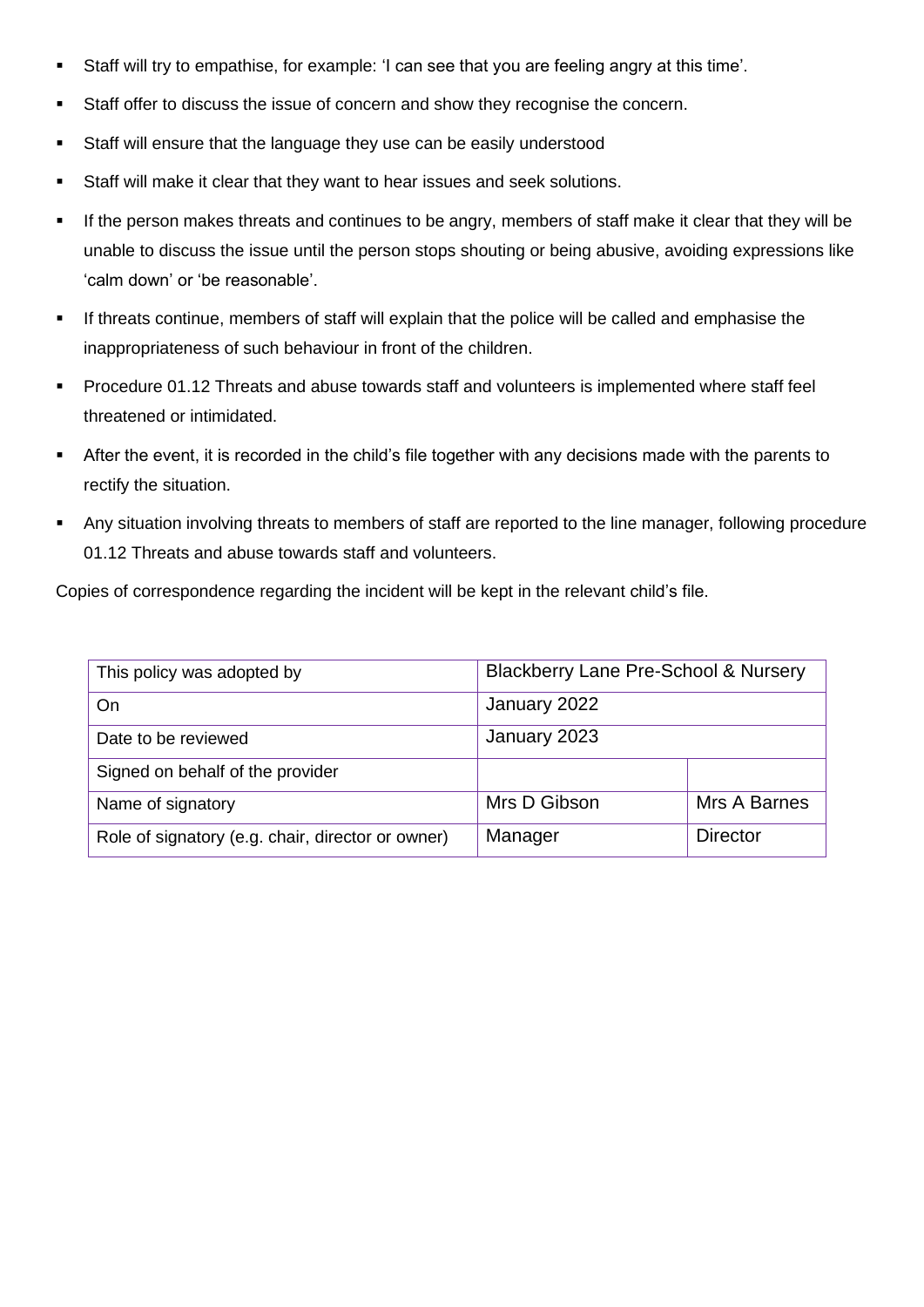- Staff will try to empathise, for example: 'I can see that you are feeling angry at this time'.
- Staff offer to discuss the issue of concern and show they recognise the concern.
- Staff will ensure that the language they use can be easily understood
- Staff will make it clear that they want to hear issues and seek solutions.
- If the person makes threats and continues to be angry, members of staff make it clear that they will be unable to discuss the issue until the person stops shouting or being abusive, avoiding expressions like 'calm down' or 'be reasonable'.
- If threats continue, members of staff will explain that the police will be called and emphasise the inappropriateness of such behaviour in front of the children.
- Procedure 01.12 Threats and abuse towards staff and volunteers is implemented where staff feel threatened or intimidated.
- After the event, it is recorded in the child's file together with any decisions made with the parents to rectify the situation.
- Any situation involving threats to members of staff are reported to the line manager, following procedure 01.12 Threats and abuse towards staff and volunteers.

Copies of correspondence regarding the incident will be kept in the relevant child's file.

| | | |
|---|---|---|
| This policy was adopted by | Blackberry Lane Pre-School & Nursery | |
| On | January 2022 | |
| Date to be reviewed | January 2023 | |
| Signed on behalf of the provider | | |
| Name of signatory | Mrs D Gibson | Mrs A Barnes |
| Role of signatory (e.g. chair, director or owner) | Manager | Director |